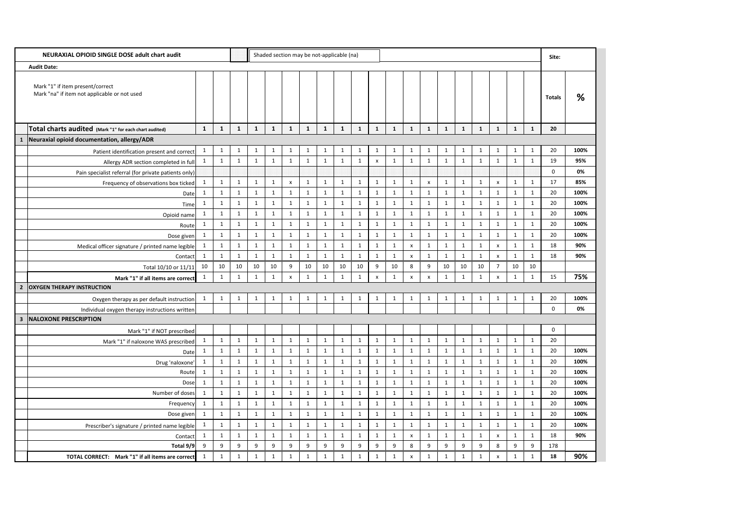| | NEURAXIAL OPIOID SINGLE DOSE adult chart audit | | | | Shaded section may be not-applicable (na) | | | | | | | | | | | | | | | | | | Site: | |
|---|---|---|---|---|---|---|---|---|---|---|---|---|---|---|---|---|---|---|---|---|---|---|---|---|
| | **Audit Date:** | | | | | | | | | | | | | | | | | | | | | | | |
| | Mark "1" if item present/correct<br>Mark "na" if item not applicable or not used | | | | | | | | | | | | | | | | | | | | | | **Totals** | **%** |
| | **Total charts audited** (Mark "1" for each chart audited) | **1** | **1** | **1** | **1** | **1** | **1** | **1** | **1** | **1** | **1** | **1** | **1** | **1** | **1** | **1** | **1** | **1** | **1** | **1** | **1** | **1** | **20** | |
| **1** | **Neuraxial opioid documentation, allergy/ADR** | | | | | | | | | | | | | | | | | | | | | | | |
| | Patient identification present and correct | 1 | 1 | 1 | 1 | 1 | 1 | 1 | 1 | 1 | 1 | 1 | 1 | 1 | 1 | 1 | 1 | 1 | 1 | 1 | 1 | 1 | 20 | 100% |
| | Allergy ADR section completed in full | 1 | 1 | 1 | 1 | 1 | 1 | 1 | 1 | 1 | 1 | x | 1 | 1 | 1 | 1 | 1 | 1 | 1 | 1 | 1 | 1 | 19 | 95% |
| | Pain specialist referral (for private patients only) | | | | | | | | | | | | | | | | | | | | | | 0 | 0% |
| | Frequency of observations box ticked | 1 | 1 | 1 | 1 | 1 | x | 1 | 1 | 1 | 1 | 1 | 1 | 1 | x | 1 | 1 | 1 | x | 1 | 1 | | 17 | 85% |
| | Date | 1 | 1 | 1 | 1 | 1 | 1 | 1 | 1 | 1 | 1 | 1 | 1 | 1 | 1 | 1 | 1 | 1 | 1 | 1 | 1 | | 20 | 100% |
| | Time | 1 | 1 | 1 | 1 | 1 | 1 | 1 | 1 | 1 | 1 | 1 | 1 | 1 | 1 | 1 | 1 | 1 | 1 | 1 | 1 | | 20 | 100% |
| | Opioid name | 1 | 1 | 1 | 1 | 1 | 1 | 1 | 1 | 1 | 1 | 1 | 1 | 1 | 1 | 1 | 1 | 1 | 1 | 1 | 1 | | 20 | 100% |
| | Route | 1 | 1 | 1 | 1 | 1 | 1 | 1 | 1 | 1 | 1 | 1 | 1 | 1 | 1 | 1 | 1 | 1 | 1 | 1 | 1 | | 20 | 100% |
| | Dose given | 1 | 1 | 1 | 1 | 1 | 1 | 1 | 1 | 1 | 1 | 1 | 1 | 1 | 1 | 1 | 1 | 1 | 1 | 1 | 1 | | 20 | 100% |
| | Medical officer signature / printed name legible | 1 | 1 | 1 | 1 | 1 | 1 | 1 | 1 | 1 | 1 | 1 | 1 | x | 1 | 1 | 1 | 1 | x | 1 | 1 | | 18 | 90% |
| | Contact | 1 | 1 | 1 | 1 | 1 | 1 | 1 | 1 | 1 | 1 | 1 | 1 | x | 1 | 1 | 1 | 1 | x | 1 | 1 | | 18 | 90% |
| | Total 10/10 or 11/11 | 10 | 10 | 10 | 10 | 10 | 9 | 10 | 10 | 10 | 10 | 9 | 10 | 8 | 9 | 10 | 10 | 10 | 7 | 10 | 10 | | | |
| | **Mark "1" if all items are correct** | 1 | 1 | 1 | 1 | 1 | x | 1 | 1 | 1 | 1 | x | 1 | x | x | 1 | 1 | 1 | x | 1 | 1 | | 15 | **75%** |
| **2** | **OXYGEN THERAPY INSTRUCTION** | | | | | | | | | | | | | | | | | | | | | | | |
| | Oxygen therapy as per default instruction | 1 | 1 | 1 | 1 | 1 | 1 | 1 | 1 | 1 | 1 | 1 | 1 | 1 | 1 | 1 | 1 | 1 | 1 | 1 | 1 | | 20 | 100% |
| | Individual oxygen therapy instructions written | | | | | | | | | | | | | | | | | | | | | | 0 | 0% |
| **3** | **NALOXONE PRESCRIPTION** | | | | | | | | | | | | | | | | | | | | | | | |
| | Mark "1" if NOT prescribed | | | | | | | | | | | | | | | | | | | | | | 0 | |
| | Mark "1" if naloxone WAS prescribed | 1 | 1 | 1 | 1 | 1 | 1 | 1 | 1 | 1 | 1 | 1 | 1 | 1 | 1 | 1 | 1 | 1 | 1 | 1 | 1 | | 20 | |
| | Date | 1 | 1 | 1 | 1 | 1 | 1 | 1 | 1 | 1 | 1 | 1 | 1 | 1 | 1 | 1 | 1 | 1 | 1 | 1 | 1 | | 20 | 100% |
| | Drug 'naloxone' | 1 | 1 | 1 | 1 | 1 | 1 | 1 | 1 | 1 | 1 | 1 | 1 | 1 | 1 | 1 | 1 | 1 | 1 | 1 | 1 | | 20 | 100% |
| | Route | 1 | 1 | 1 | 1 | 1 | 1 | 1 | 1 | 1 | 1 | 1 | 1 | 1 | 1 | 1 | 1 | 1 | 1 | 1 | 1 | | 20 | 100% |
| | Dose | 1 | 1 | 1 | 1 | 1 | 1 | 1 | 1 | 1 | 1 | 1 | 1 | 1 | 1 | 1 | 1 | 1 | 1 | 1 | 1 | | 20 | 100% |
| | Number of doses | 1 | 1 | 1 | 1 | 1 | 1 | 1 | 1 | 1 | 1 | 1 | 1 | 1 | 1 | 1 | 1 | 1 | 1 | 1 | 1 | | 20 | 100% |
| | Frequency | 1 | 1 | 1 | 1 | 1 | 1 | 1 | 1 | 1 | 1 | 1 | 1 | 1 | 1 | 1 | 1 | 1 | 1 | 1 | 1 | | 20 | 100% |
| | Dose given | 1 | 1 | 1 | 1 | 1 | 1 | 1 | 1 | 1 | 1 | 1 | 1 | 1 | 1 | 1 | 1 | 1 | 1 | 1 | 1 | | 20 | 100% |
| | Prescriber's signature / printed name legible | 1 | 1 | 1 | 1 | 1 | 1 | 1 | 1 | 1 | 1 | 1 | 1 | 1 | 1 | 1 | 1 | 1 | 1 | 1 | 1 | | 20 | 100% |
| | Contact | 1 | 1 | 1 | 1 | 1 | 1 | 1 | 1 | 1 | 1 | 1 | 1 | x | 1 | 1 | 1 | 1 | x | 1 | 1 | | 18 | 90% |
| | Total 9/9 | 9 | 9 | 9 | 9 | 9 | 9 | 9 | 9 | 9 | 9 | 9 | 9 | 8 | 9 | 9 | 9 | 9 | 8 | 9 | 9 | | 178 | |
| | **TOTAL CORRECT: Mark "1" if all items are correct** | 1 | 1 | 1 | 1 | 1 | 1 | 1 | 1 | 1 | 1 | 1 | 1 | x | 1 | 1 | 1 | 1 | x | 1 | 1 | | **18** | **90%** |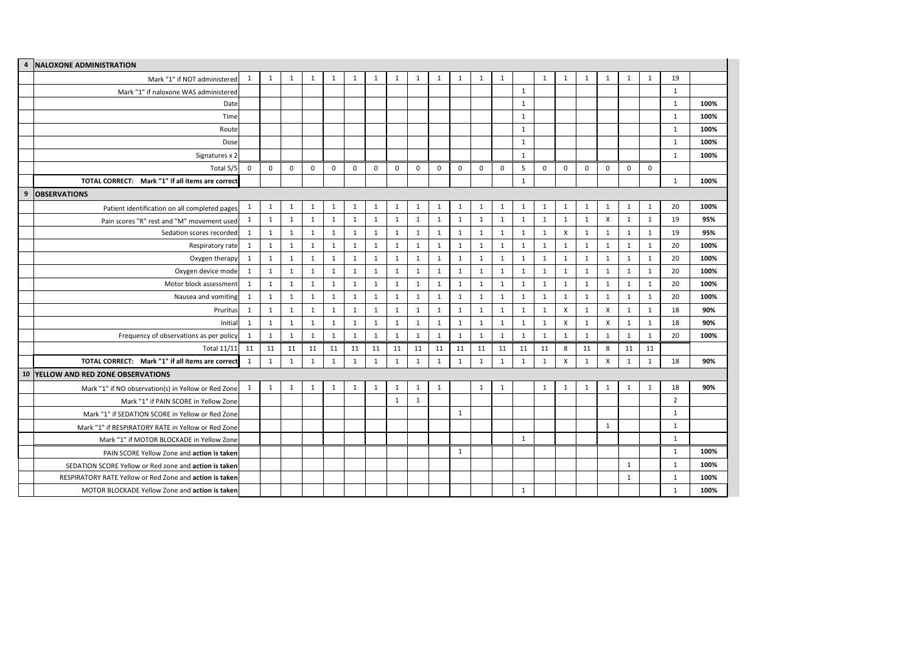| | | | | | | | | | | | | | | | | | | | | | | | |
|---|---|---|---|---|---|---|---|---|---|---|---|---|---|---|---|---|---|---|---|---|---|---|---|
| **4** | **NALOXONE ADMINISTRATION** | | | | | | | | | | | | | | | | | | | | | | |
| | Mark "1" if NOT administered | 1 | 1 | 1 | 1 | 1 | 1 | 1 | 1 | 1 | 1 | 1 | 1 | 1 | | 1 | 1 | 1 | 1 | 1 | 1 | 19 | |
| | Mark "1" if naloxone WAS administered | | | | | | | | | | | | | | 1 | | | | | | | 1 | |
| | Date | | | | | | | | | | | | | | 1 | | | | | | | 1 | **100%** |
| | Time | | | | | | | | | | | | | | 1 | | | | | | | 1 | **100%** |
| | Route | | | | | | | | | | | | | | 1 | | | | | | | 1 | **100%** |
| | Dose | | | | | | | | | | | | | | 1 | | | | | | | 1 | **100%** |
| | Signatures x 2 | | | | | | | | | | | | | | 1 | | | | | | | 1 | **100%** |
| | Total 5/5 | 0 | 0 | 0 | 0 | 0 | 0 | 0 | 0 | 0 | 0 | 0 | 0 | 0 | 5 | 0 | 0 | 0 | 0 | 0 | 0 | | |
| | **TOTAL CORRECT: Mark "1" if all items are correct** | | | | | | | | | | | | | | 1 | | | | | | | 1 | **100%** |
| **9** | **OBSERVATIONS** | | | | | | | | | | | | | | | | | | | | | | |
| | Patient identification on all completed pages | 1 | 1 | 1 | 1 | 1 | 1 | 1 | 1 | 1 | 1 | 1 | 1 | 1 | 1 | 1 | 1 | 1 | 1 | 1 | 1 | 20 | **100%** |
| | Pain scores "R" rest and "M" movement used | 1 | 1 | 1 | 1 | 1 | 1 | 1 | 1 | 1 | 1 | 1 | 1 | 1 | 1 | 1 | 1 | 1 | X | 1 | 1 | 19 | **95%** |
| | Sedation scores recorded | 1 | 1 | 1 | 1 | 1 | 1 | 1 | 1 | 1 | 1 | 1 | 1 | 1 | 1 | 1 | X | 1 | 1 | 1 | 1 | 19 | **95%** |
| | Respiratory rate | 1 | 1 | 1 | 1 | 1 | 1 | 1 | 1 | 1 | 1 | 1 | 1 | 1 | 1 | 1 | 1 | 1 | 1 | 1 | 1 | 20 | **100%** |
| | Oxygen therapy | 1 | 1 | 1 | 1 | 1 | 1 | 1 | 1 | 1 | 1 | 1 | 1 | 1 | 1 | 1 | 1 | 1 | 1 | 1 | 1 | 20 | **100%** |
| | Oxygen device mode | 1 | 1 | 1 | 1 | 1 | 1 | 1 | 1 | 1 | 1 | 1 | 1 | 1 | 1 | 1 | 1 | 1 | 1 | 1 | 1 | 20 | **100%** |
| | Motor block assessment | 1 | 1 | 1 | 1 | 1 | 1 | 1 | 1 | 1 | 1 | 1 | 1 | 1 | 1 | 1 | 1 | 1 | 1 | 1 | 1 | 20 | **100%** |
| | Nausea and vomiting | 1 | 1 | 1 | 1 | 1 | 1 | 1 | 1 | 1 | 1 | 1 | 1 | 1 | 1 | 1 | 1 | 1 | 1 | 1 | 1 | 20 | **100%** |
| | Pruritus | 1 | 1 | 1 | 1 | 1 | 1 | 1 | 1 | 1 | 1 | 1 | 1 | 1 | 1 | 1 | X | 1 | X | 1 | 1 | 18 | **90%** |
| | Initial | 1 | 1 | 1 | 1 | 1 | 1 | 1 | 1 | 1 | 1 | 1 | 1 | 1 | 1 | 1 | X | 1 | X | 1 | 1 | 18 | **90%** |
| | Frequency of observations as per policy | 1 | 1 | 1 | 1 | 1 | 1 | 1 | 1 | 1 | 1 | 1 | 1 | 1 | 1 | 1 | 1 | 1 | 1 | 1 | 1 | 20 | **100%** |
| | Total 11/11 | 11 | 11 | 11 | 11 | 11 | 11 | 11 | 11 | 11 | 11 | 11 | 11 | 11 | 11 | 11 | 8 | 11 | 8 | 11 | 11 | | |
| | **TOTAL CORRECT: Mark "1" if all items are correct** | 1 | 1 | 1 | 1 | 1 | 1 | 1 | 1 | 1 | 1 | 1 | 1 | 1 | 1 | 1 | X | 1 | X | 1 | 1 | 18 | **90%** |
| **10** | **YELLOW AND RED ZONE OBSERVATIONS** | | | | | | | | | | | | | | | | | | | | | | |
| | Mark "1" if NO observation(s) in Yellow or Red Zone | 1 | 1 | 1 | 1 | 1 | 1 | 1 | 1 | 1 | 1 | | 1 | 1 | | 1 | 1 | 1 | 1 | 1 | 1 | 18 | **90%** |
| | Mark "1" if PAIN SCORE in Yellow Zone | | | | | | | | 1 | 1 | | | | | | | | | | | | 2 | |
| | Mark "1" if SEDATION SCORE in Yellow or Red Zone | | | | | | | | | | | 1 | | | | | | | | | | 1 | |
| | Mark "1" if RESPIRATORY RATE in Yellow or Red Zone | | | | | | | | | | | | | | | | | | 1 | | | 1 | |
| | Mark "1" if MOTOR BLOCKADE in Yellow Zone | | | | | | | | | | | | | | 1 | | | | | | | 1 | |
| | PAIN SCORE Yellow Zone and **action is taken** | | | | | | | | | | | 1 | | | | | | | | | | 1 | **100%** |
| | SEDATION SCORE Yellow or Red zone and **action is taken** | | | | | | | | | | | | | | | | | | | 1 | | 1 | **100%** |
| | RESPIRATORY RATE Yellow or Red Zone and **action is taken** | | | | | | | | | | | | | | | | | | | 1 | | 1 | **100%** |
| | MOTOR BLOCKADE Yellow Zone and **action is taken** | | | | | | | | | | | | | | 1 | | | | | | | 1 | **100%** |